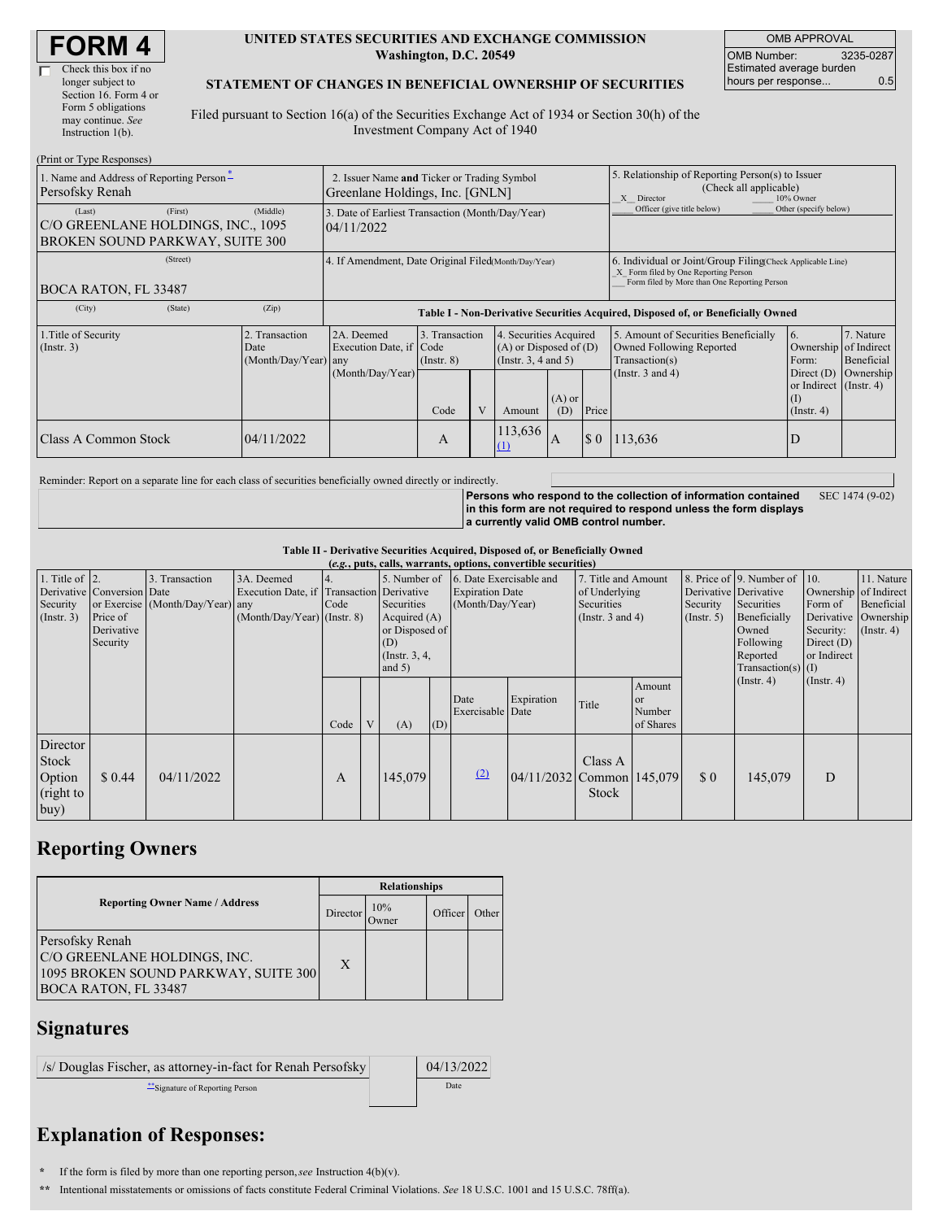# FORM 4

☐ Check this box if no longer subject to Section 16. Form 4 or Form 5 obligations may continue. *See* Instruction 1(b).

**UNITED STATES SECURITIES AND EXCHANGE COMMISSION**
**Washington, D.C. 20549**

**STATEMENT OF CHANGES IN BENEFICIAL OWNERSHIP OF SECURITIES**

Filed pursuant to Section 16(a) of the Securities Exchange Act of 1934 or Section 30(h) of the Investment Company Act of 1940

| OMB APPROVAL | |
|---|---|
| OMB Number: | 3235-0287 |
| Estimated average burden hours per response... | 0.5 |

(Print or Type Responses)

1. Name and Address of Reporting Person*
Persofsky Renah
(Last) (First) (Middle)
C/O GREENLANE HOLDINGS, INC., 1095 BROKEN SOUND PARKWAY, SUITE 300
(Street)
BOCA RATON, FL 33487
(City) (State) (Zip)

2. Issuer Name **and** Ticker or Trading Symbol
Greenlane Holdings, Inc. [GNLN]

3. Date of Earliest Transaction (Month/Day/Year)
04/11/2022

4. If Amendment, Date Original Filed (Month/Day/Year)

5. Relationship of Reporting Person(s) to Issuer (Check all applicable)
_X_ Director ___ 10% Owner
___ Officer (give title below) ___ Other (specify below)

6. Individual or Joint/Group Filing (Check Applicable Line)
_X_ Form filed by One Reporting Person
___ Form filed by More than One Reporting Person

**Table I - Non-Derivative Securities Acquired, Disposed of, or Beneficially Owned**

| 1.Title of Security (Instr. 3) | 2. Transaction Date (Month/Day/Year) | 2A. Deemed Execution Date, if any (Month/Day/Year) | 3. Transaction Code (Instr. 8) | | 4. Securities Acquired (A) or Disposed of (D) (Instr. 3, 4 and 5) | | | 5. Amount of Securities Beneficially Owned Following Reported Transaction(s) (Instr. 3 and 4) | 6. Ownership Form: Direct (D) or Indirect (I) (Instr. 4) | 7. Nature of Indirect Beneficial Ownership (Instr. 4) |
|---|---|---|---|---|---|---|---|---|---|---|
| | | | Code | V | Amount | (A) or (D) | Price | | | |
| Class A Common Stock | 04/11/2022 | | A | | 113,636 (1) | A | $ 0 | 113,636 | D | |

Reminder: Report on a separate line for each class of securities beneficially owned directly or indirectly.

**Persons who respond to the collection of information contained in this form are not required to respond unless the form displays a currently valid OMB control number.** SEC 1474 (9-02)

**Table II - Derivative Securities Acquired, Disposed of, or Beneficially Owned**
**(*e.g.*, puts, calls, warrants, options, convertible securities)**

| 1. Title of Derivative Security (Instr. 3) | 2. Conversion or Exercise Price of Derivative Security | 3. Transaction Date (Month/Day/Year) | 3A. Deemed Execution Date, if any (Month/Day/Year) | 4. Transaction Code (Instr. 8) | | 5. Number of Derivative Securities Acquired (A) or Disposed of (D) (Instr. 3, 4, and 5) | | 6. Date Exercisable and Expiration Date (Month/Day/Year) | | 7. Title and Amount of Underlying Securities (Instr. 3 and 4) | | 8. Price of Derivative Security (Instr. 5) | 9. Number of Derivative Securities Beneficially Owned Following Reported Transaction(s) (Instr. 4) | 10. Ownership Form of Derivative Security: Direct (D) or Indirect (I) (Instr. 4) | 11. Nature of Indirect Beneficial Ownership (Instr. 4) |
|---|---|---|---|---|---|---|---|---|---|---|---|---|---|---|---|
| | | | | Code | V | (A) | (D) | Date Exercisable | Expiration Date | Title | Amount or Number of Shares | | | | |
| Director Stock Option (right to buy) | $ 0.44 | 04/11/2022 | | A | | 145,079 | | (2) | 04/11/2032 | Class A Common Stock | 145,079 | $ 0 | 145,079 | D | |

## Reporting Owners

| Reporting Owner Name / Address | Relationships | | | |
|---|---|---|---|---|
| | Director | 10% Owner | Officer | Other |
| Persofsky Renah<br>C/O GREENLANE HOLDINGS, INC.<br>1095 BROKEN SOUND PARKWAY, SUITE 300<br>BOCA RATON, FL 33487 | X | | | |

## Signatures

| /s/ Douglas Fischer, as attorney-in-fact for Renah Persofsky | 04/13/2022 |
|---|---|
| **Signature of Reporting Person | Date |

## Explanation of Responses:

\* If the form is filed by more than one reporting person, *see* Instruction 4(b)(v).

\*\* Intentional misstatements or omissions of facts constitute Federal Criminal Violations. *See* 18 U.S.C. 1001 and 15 U.S.C. 78ff(a).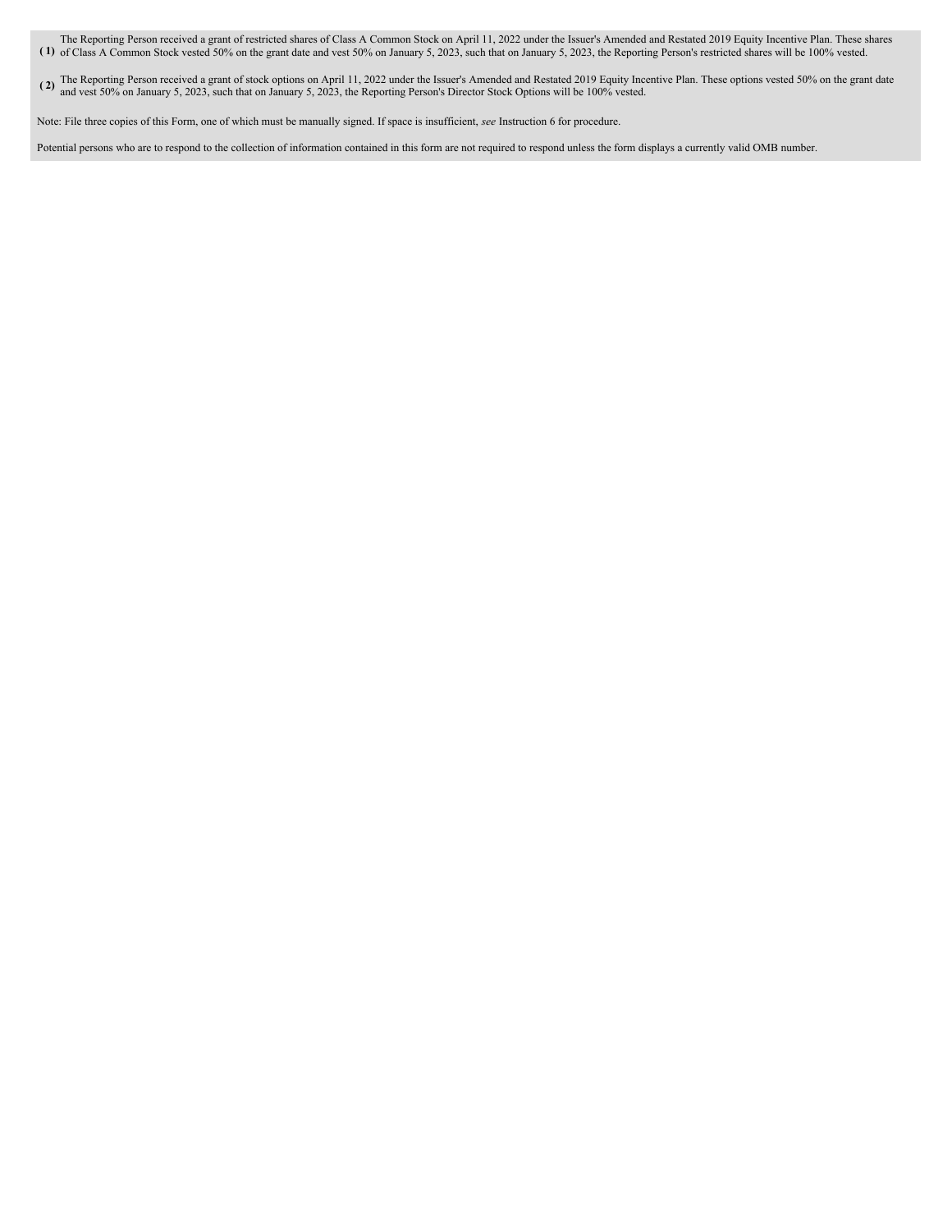(1) The Reporting Person received a grant of restricted shares of Class A Common Stock on April 11, 2022 under the Issuer's Amended and Restated 2019 Equity Incentive Plan. These shares of Class A Common Stock vested 50% on the grant date and vest 50% on January 5, 2023, such that on January 5, 2023, the Reporting Person's restricted shares will be 100% vested.

(2) The Reporting Person received a grant of stock options on April 11, 2022 under the Issuer's Amended and Restated 2019 Equity Incentive Plan. These options vested 50% on the grant date and vest 50% on January 5, 2023, such that on January 5, 2023, the Reporting Person's Director Stock Options will be 100% vested.

Note: File three copies of this Form, one of which must be manually signed. If space is insufficient, *see* Instruction 6 for procedure.

Potential persons who are to respond to the collection of information contained in this form are not required to respond unless the form displays a currently valid OMB number.